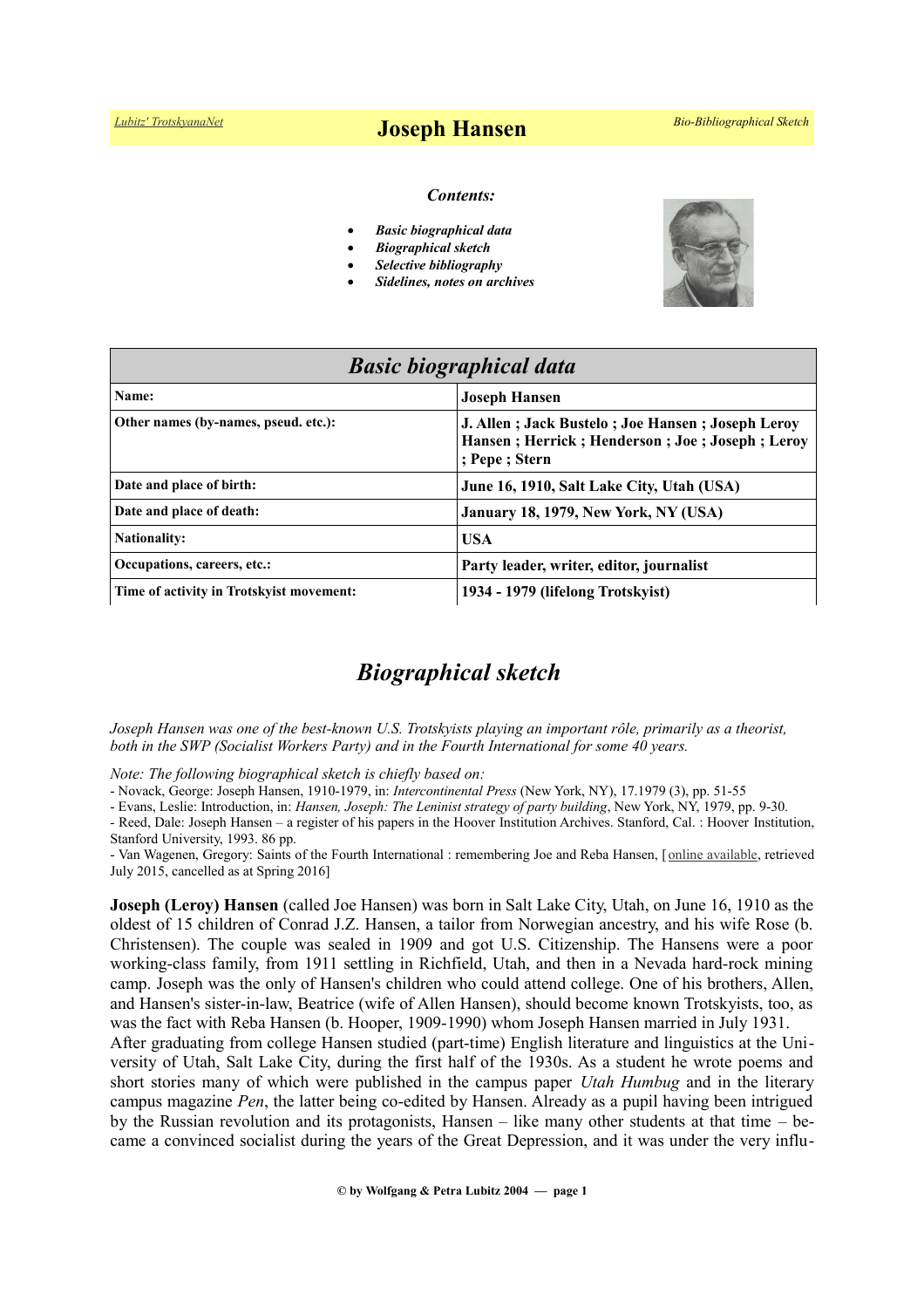# Joseph Hansen

*Contents:*

- ***Basic biographical data***
- ***Biographical sketch***
- ***Selective bibliography***
- ***Sidelines, notes on archives***

| *Basic biographical data* | |
|---|---|
| **Name:** | **Joseph Hansen** |
| **Other names (by-names, pseud. etc.):** | **J. Allen ; Jack Bustelo ; Joe Hansen ; Joseph Leroy Hansen ; Herrick ; Henderson ; Joe ; Joseph ; Leroy ; Pepe ; Stern** |
| **Date and place of birth:** | **June 16, 1910, Salt Lake City, Utah (USA)** |
| **Date and place of death:** | **January 18, 1979, New York, NY (USA)** |
| **Nationality:** | **USA** |
| **Occupations, careers, etc.:** | **Party leader, writer, editor, journalist** |
| **Time of activity in Trotskyist movement:** | **1934 - 1979 (lifelong Trotskyist)** |

## *Biographical sketch*

*Joseph Hansen was one of the best-known U.S. Trotskyists playing an important rôle, primarily as a theorist, both in the SWP (Socialist Workers Party) and in the Fourth International for some 40 years.*

*Note: The following biographical sketch is chiefly based on:*

- Novack, George: Joseph Hansen, 1910-1979, in: *Intercontinental Press* (New York, NY), 17.1979 (3), pp. 51-55
- Evans, Leslie: Introduction, in: *Hansen, Joseph: The Leninist strategy of party building*, New York, NY, 1979, pp. 9-30.
- Reed, Dale: Joseph Hansen – a register of his papers in the Hoover Institution Archives. Stanford, Cal. : Hoover Institution, Stanford University, 1993. 86 pp.
- Van Wagenen, Gregory: Saints of the Fourth International : remembering Joe and Reba Hansen, [online available, retrieved July 2015, cancelled as at Spring 2016]

**Joseph (Leroy) Hansen** (called Joe Hansen) was born in Salt Lake City, Utah, on June 16, 1910 as the oldest of 15 children of Conrad J.Z. Hansen, a tailor from Norwegian ancestry, and his wife Rose (b. Christensen). The couple was sealed in 1909 and got U.S. Citizenship. The Hansens were a poor working-class family, from 1911 settling in Richfield, Utah, and then in a Nevada hard-rock mining camp. Joseph was the only of Hansen's children who could attend college. One of his brothers, Allen, and Hansen's sister-in-law, Beatrice (wife of Allen Hansen), should become known Trotskyists, too, as was the fact with Reba Hansen (b. Hooper, 1909-1990) whom Joseph Hansen married in July 1931.

After graduating from college Hansen studied (part-time) English literature and linguistics at the University of Utah, Salt Lake City, during the first half of the 1930s. As a student he wrote poems and short stories many of which were published in the campus paper *Utah Humbug* and in the literary campus magazine *Pen*, the latter being co-edited by Hansen. Already as a pupil having been intrigued by the Russian revolution and its protagonists, Hansen – like many other students at that time – became a convinced socialist during the years of the Great Depression, and it was under the very influ-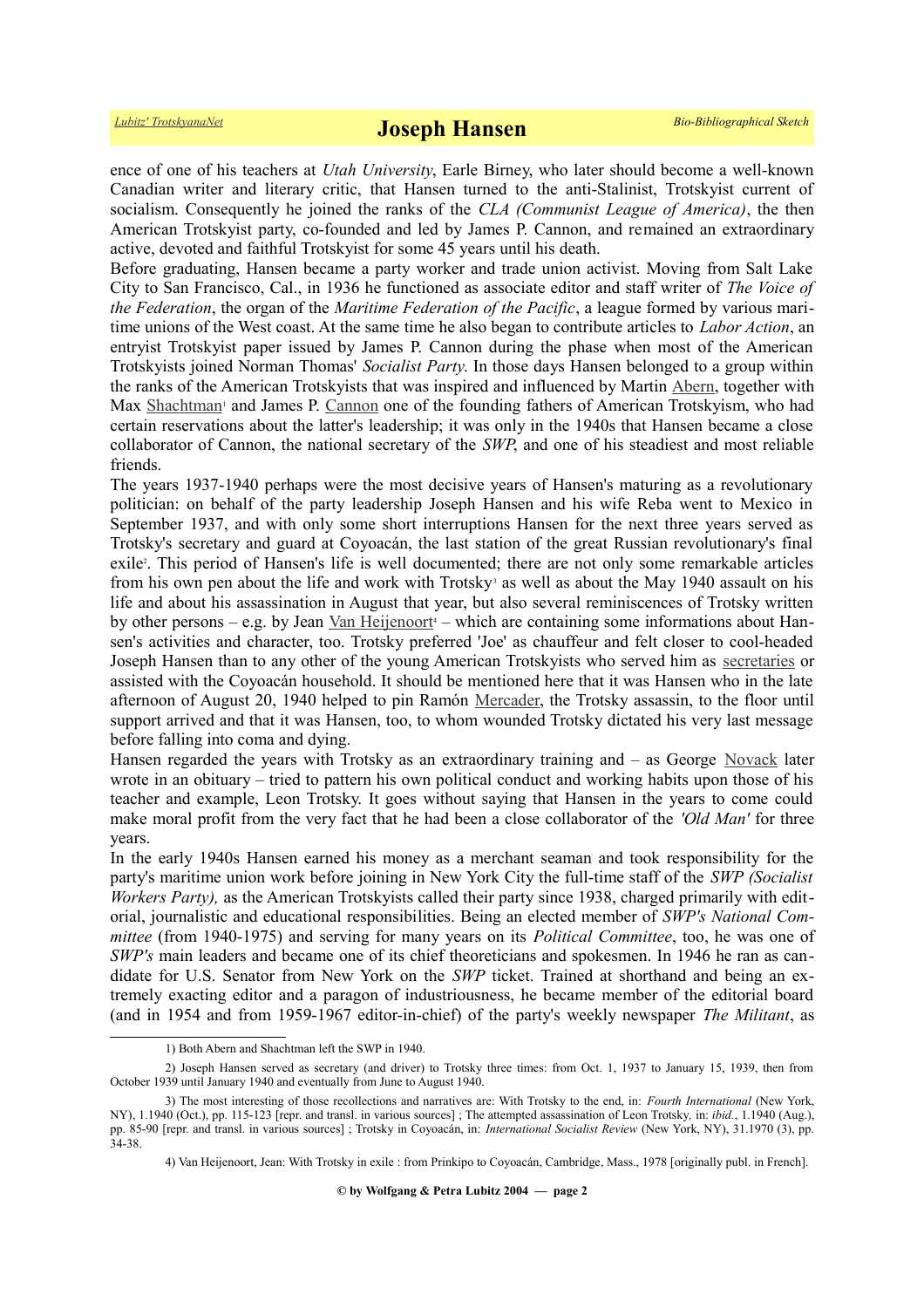ence of one of his teachers at *Utah University*, Earle Birney, who later should become a well-known Canadian writer and literary critic, that Hansen turned to the anti-Stalinist, Trotskyist current of socialism. Consequently he joined the ranks of the *CLA (Communist League of America)*, the then American Trotskyist party, co-founded and led by James P. Cannon, and remained an extraordinary active, devoted and faithful Trotskyist for some 45 years until his death.

Before graduating, Hansen became a party worker and trade union activist. Moving from Salt Lake City to San Francisco, Cal., in 1936 he functioned as associate editor and staff writer of *The Voice of the Federation*, the organ of the *Maritime Federation of the Pacific*, a league formed by various maritime unions of the West coast. At the same time he also began to contribute articles to *Labor Action*, an entryist Trotskyist paper issued by James P. Cannon during the phase when most of the American Trotskyists joined Norman Thomas' *Socialist Party*. In those days Hansen belonged to a group within the ranks of the American Trotskyists that was inspired and influenced by Martin Abern, together with Max Shachtman[1] and James P. Cannon one of the founding fathers of American Trotskyism, who had certain reservations about the latter's leadership; it was only in the 1940s that Hansen became a close collaborator of Cannon, the national secretary of the *SWP*, and one of his steadiest and most reliable friends.

The years 1937-1940 perhaps were the most decisive years of Hansen's maturing as a revolutionary politician: on behalf of the party leadership Joseph Hansen and his wife Reba went to Mexico in September 1937, and with only some short interruptions Hansen for the next three years served as Trotsky's secretary and guard at Coyoacán, the last station of the great Russian revolutionary's final exile[2]. This period of Hansen's life is well documented; there are not only some remarkable articles from his own pen about the life and work with Trotsky[3] as well as about the May 1940 assault on his life and about his assassination in August that year, but also several reminiscences of Trotsky written by other persons – e.g. by Jean Van Heijenoort[4] – which are containing some informations about Hansen's activities and character, too. Trotsky preferred 'Joe' as chauffeur and felt closer to cool-headed Joseph Hansen than to any other of the young American Trotskyists who served him as secretaries or assisted with the Coyoacán household. It should be mentioned here that it was Hansen who in the late afternoon of August 20, 1940 helped to pin Ramón Mercader, the Trotsky assassin, to the floor until support arrived and that it was Hansen, too, to whom wounded Trotsky dictated his very last message before falling into coma and dying.

Hansen regarded the years with Trotsky as an extraordinary training and – as George Novack later wrote in an obituary – tried to pattern his own political conduct and working habits upon those of his teacher and example, Leon Trotsky. It goes without saying that Hansen in the years to come could make moral profit from the very fact that he had been a close collaborator of the *'Old Man'* for three years.

In the early 1940s Hansen earned his money as a merchant seaman and took responsibility for the party's maritime union work before joining in New York City the full-time staff of the *SWP (Socialist Workers Party),* as the American Trotskyists called their party since 1938, charged primarily with editorial, journalistic and educational responsibilities. Being an elected member of *SWP's National Committee* (from 1940-1975) and serving for many years on its *Political Committee*, too, he was one of *SWP's* main leaders and became one of its chief theoreticians and spokesmen. In 1946 he ran as candidate for U.S. Senator from New York on the *SWP* ticket. Trained at shorthand and being an extremely exacting editor and a paragon of industriousness, he became member of the editorial board (and in 1954 and from 1959-1967 editor-in-chief) of the party's weekly newspaper *The Militant*, as

---

1) Both Abern and Shachtman left the SWP in 1940.

2) Joseph Hansen served as secretary (and driver) to Trotsky three times: from Oct. 1, 1937 to January 15, 1939, then from October 1939 until January 1940 and eventually from June to August 1940.

3) The most interesting of those recollections and narratives are: With Trotsky to the end, in: *Fourth International* (New York, NY), 1.1940 (Oct.), pp. 115-123 [repr. and transl. in various sources] ; The attempted assassination of Leon Trotsky, in: *ibid.*, 1.1940 (Aug.), pp. 85-90 [repr. and transl. in various sources] ; Trotsky in Coyoacán, in: *International Socialist Review* (New York, NY), 31.1970 (3), pp. 34-38.

4) Van Heijenoort, Jean: With Trotsky in exile : from Prinkipo to Coyoacán, Cambridge, Mass., 1978 [originally publ. in French].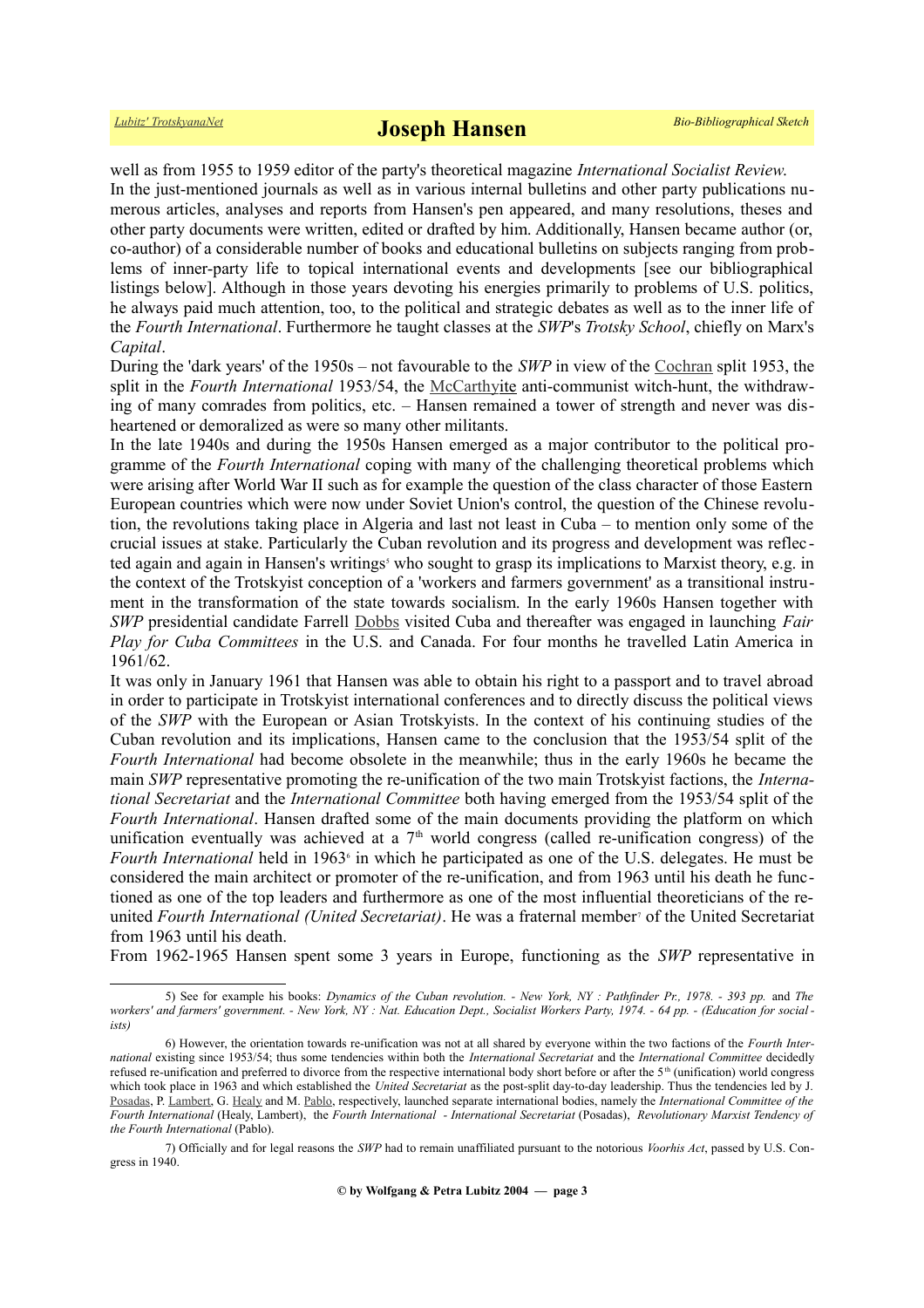well as from 1955 to 1959 editor of the party's theoretical magazine *International Socialist Review*.

In the just-mentioned journals as well as in various internal bulletins and other party publications numerous articles, analyses and reports from Hansen's pen appeared, and many resolutions, theses and other party documents were written, edited or drafted by him. Additionally, Hansen became author (or, co-author) of a considerable number of books and educational bulletins on subjects ranging from problems of inner-party life to topical international events and developments [see our bibliographical listings below]. Although in those years devoting his energies primarily to problems of U.S. politics, he always paid much attention, too, to the political and strategic debates as well as to the inner life of the *Fourth International*. Furthermore he taught classes at the *SWP*'s *Trotsky School*, chiefly on Marx's *Capital*.

During the 'dark years' of the 1950s – not favourable to the *SWP* in view of the Cochran split 1953, the split in the *Fourth International* 1953/54, the McCarthyite anti-communist witch-hunt, the withdrawing of many comrades from politics, etc. – Hansen remained a tower of strength and never was disheartened or demoralized as were so many other militants.

In the late 1940s and during the 1950s Hansen emerged as a major contributor to the political programme of the *Fourth International* coping with many of the challenging theoretical problems which were arising after World War II such as for example the question of the class character of those Eastern European countries which were now under Soviet Union's control, the question of the Chinese revolution, the revolutions taking place in Algeria and last not least in Cuba – to mention only some of the crucial issues at stake. Particularly the Cuban revolution and its progress and development was reflected again and again in Hansen's writings[5] who sought to grasp its implications to Marxist theory, e.g. in the context of the Trotskyist conception of a 'workers and farmers government' as a transitional instrument in the transformation of the state towards socialism. In the early 1960s Hansen together with *SWP* presidential candidate Farrell Dobbs visited Cuba and thereafter was engaged in launching *Fair Play for Cuba Committees* in the U.S. and Canada. For four months he travelled Latin America in 1961/62.

It was only in January 1961 that Hansen was able to obtain his right to a passport and to travel abroad in order to participate in Trotskyist international conferences and to directly discuss the political views of the *SWP* with the European or Asian Trotskyists. In the context of his continuing studies of the Cuban revolution and its implications, Hansen came to the conclusion that the 1953/54 split of the *Fourth International* had become obsolete in the meanwhile; thus in the early 1960s he became the main *SWP* representative promoting the re-unification of the two main Trotskyist factions, the *International Secretariat* and the *International Committee* both having emerged from the 1953/54 split of the *Fourth International*. Hansen drafted some of the main documents providing the platform on which unification eventually was achieved at a 7th world congress (called re-unification congress) of the *Fourth International* held in 1963[6] in which he participated as one of the U.S. delegates. He must be considered the main architect or promoter of the re-unification, and from 1963 until his death he functioned as one of the top leaders and furthermore as one of the most influential theoreticians of the re-united *Fourth International (United Secretariat)*. He was a fraternal member[7] of the United Secretariat from 1963 until his death.

From 1962-1965 Hansen spent some 3 years in Europe, functioning as the *SWP* representative in

---

5) See for example his books: *Dynamics of the Cuban revolution. - New York, NY : Pathfinder Pr., 1978. - 393 pp.* and *The workers' and farmers' government. - New York, NY : Nat. Education Dept., Socialist Workers Party, 1974. - 64 pp. - (Education for socialists)*

6) However, the orientation towards re-unification was not at all shared by everyone within the two factions of the *Fourth International* existing since 1953/54; thus some tendencies within both the *International Secretariat* and the *International Committee* decidedly refused re-unification and preferred to divorce from the respective international body short before or after the 5th (unification) world congress which took place in 1963 and which established the *United Secretariat* as the post-split day-to-day leadership. Thus the tendencies led by J. Posadas, P. Lambert, G. Healy and M. Pablo, respectively, launched separate international bodies, namely the *International Committee of the Fourth International* (Healy, Lambert), the *Fourth International - International Secretariat* (Posadas), *Revolutionary Marxist Tendency of the Fourth International* (Pablo).

7) Officially and for legal reasons the *SWP* had to remain unaffiliated pursuant to the notorious *Voorhis Act*, passed by U.S. Congress in 1940.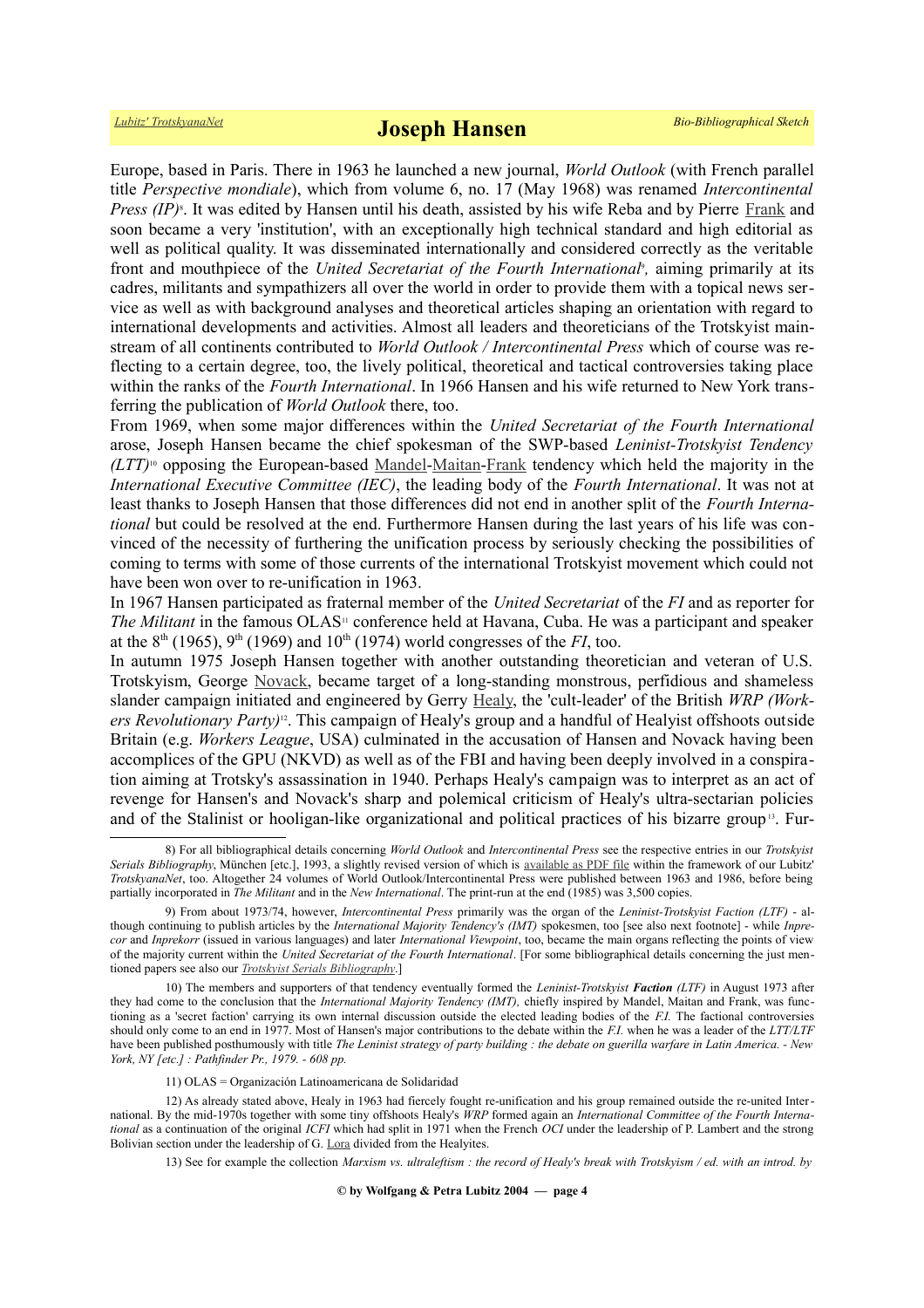Europe, based in Paris. There in 1963 he launched a new journal, *World Outlook* (with French parallel title *Perspective mondiale*), which from volume 6, no. 17 (May 1968) was renamed *Intercontinental Press (IP)*[8]. It was edited by Hansen until his death, assisted by his wife Reba and by Pierre Frank and soon became a very 'institution', with an exceptionally high technical standard and high editorial as well as political quality. It was disseminated internationally and considered correctly as the veritable front and mouthpiece of the *United Secretariat of the Fourth International*[9], aiming primarily at its cadres, militants and sympathizers all over the world in order to provide them with a topical news service as well as with background analyses and theoretical articles shaping an orientation with regard to international developments and activities. Almost all leaders and theoreticians of the Trotskyist mainstream of all continents contributed to *World Outlook / Intercontinental Press* which of course was reflecting to a certain degree, too, the lively political, theoretical and tactical controversies taking place within the ranks of the *Fourth International*. In 1966 Hansen and his wife returned to New York transferring the publication of *World Outlook* there, too.

From 1969, when some major differences within the *United Secretariat of the Fourth International* arose, Joseph Hansen became the chief spokesman of the SWP-based *Leninist-Trotskyist Tendency (LTT)*[10] opposing the European-based Mandel-Maitan-Frank tendency which held the majority in the *International Executive Committee (IEC)*, the leading body of the *Fourth International*. It was not at least thanks to Joseph Hansen that those differences did not end in another split of the *Fourth International* but could be resolved at the end. Furthermore Hansen during the last years of his life was convinced of the necessity of furthering the unification process by seriously checking the possibilities of coming to terms with some of those currents of the international Trotskyist movement which could not have been won over to re-unification in 1963.

In 1967 Hansen participated as fraternal member of the *United Secretariat* of the *FI* and as reporter for *The Militant* in the famous OLAS[11] conference held at Havana, Cuba. He was a participant and speaker at the 8th (1965), 9th (1969) and 10th (1974) world congresses of the *FI*, too.

In autumn 1975 Joseph Hansen together with another outstanding theoretician and veteran of U.S. Trotskyism, George Novack, became target of a long-standing monstrous, perfidious and shameless slander campaign initiated and engineered by Gerry Healy, the 'cult-leader' of the British *WRP (Workers Revolutionary Party)*[12]. This campaign of Healy's group and a handful of Healyist offshoots outside Britain (e.g. *Workers League*, USA) culminated in the accusation of Hansen and Novack having been accomplices of the GPU (NKVD) as well as of the FBI and having been deeply involved in a conspiration aiming at Trotsky's assassination in 1940. Perhaps Healy's campaign was to interpret as an act of revenge for Hansen's and Novack's sharp and polemical criticism of Healy's ultra-sectarian policies and of the Stalinist or hooligan-like organizational and political practices of his bizarre group[13]. Fur-

---

8) For all bibliographical details concerning *World Outlook* and *Intercontinental Press* see the respective entries in our *Trotskyist Serials Bibliography*, München [etc.], 1993, a slightly revised version of which is available as PDF file within the framework of our Lubitz' *TrotskyanaNet*, too. Altogether 24 volumes of World Outlook/Intercontinental Press were published between 1963 and 1986, before being partially incorporated in *The Militant* and in the *New International*. The print-run at the end (1985) was 3,500 copies.

9) From about 1973/74, however, *Intercontinental Press* primarily was the organ of the *Leninist-Trotskyist Faction (LTF)* - although continuing to publish articles by the *International Majority Tendency's (IMT)* spokesmen, too [see also next footnote] - while *Inprecor* and *Inprekorr* (issued in various languages) and later *International Viewpoint*, too, became the main organs reflecting the points of view of the majority current within the *United Secretariat of the Fourth International*. [For some bibliographical details concerning the just mentioned papers see also our *Trotskyist Serials Bibliography*.]

10) The members and supporters of that tendency eventually formed the *Leninist-Trotskyist* ***Faction*** *(LTF)* in August 1973 after they had come to the conclusion that the *International Majority Tendency (IMT),* chiefly inspired by Mandel, Maitan and Frank, was functioning as a 'secret faction' carrying its own internal discussion outside the elected leading bodies of the *F.I.* The factional controversies should only come to an end in 1977. Most of Hansen's major contributions to the debate within the *F.I.* when he was a leader of the *LTT/LTF* have been published posthumously with title *The Leninist strategy of party building : the debate on guerilla warfare in Latin America. - New York, NY [etc.] : Pathfinder Pr., 1979. - 608 pp.*

11) OLAS = Organización Latinoamericana de Solidaridad

12) As already stated above, Healy in 1963 had fiercely fought re-unification and his group remained outside the re-united International. By the mid-1970s together with some tiny offshoots Healy's *WRP* formed again an *International Committee of the Fourth International* as a continuation of the original *ICFI* which had split in 1971 when the French *OCI* under the leadership of P. Lambert and the strong Bolivian section under the leadership of G. Lora divided from the Healyites.

13) See for example the collection *Marxism vs. ultraleftism : the record of Healy's break with Trotskyism / ed. with an introd. by*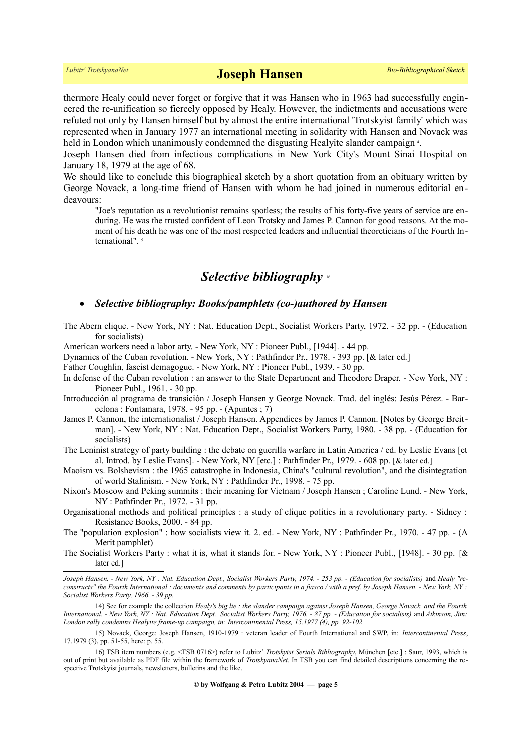thermore Healy could never forget or forgive that it was Hansen who in 1963 had successfully engineered the re-unification so fiercely opposed by Healy. However, the indictments and accusations were refuted not only by Hansen himself but by almost the entire international 'Trotskyist family' which was represented when in January 1977 an international meeting in solidarity with Hansen and Novack was held in London which unanimously condemned the disgusting Healyite slander campaign[14].

Joseph Hansen died from infectious complications in New York City's Mount Sinai Hospital on January 18, 1979 at the age of 68.

We should like to conclude this biographical sketch by a short quotation from an obituary written by George Novack, a long-time friend of Hansen with whom he had joined in numerous editorial endeavours:

> "Joe's reputation as a revolutionist remains spotless; the results of his forty-five years of service are enduring. He was the trusted confident of Leon Trotsky and James P. Cannon for good reasons. At the moment of his death he was one of the most respected leaders and influential theoreticians of the Fourth International".[15]

## *Selective bibliography* [16]

- ### *Selective bibliography: Books/pamphlets (co-)authored by Hansen*

The Abern clique. - New York, NY : Nat. Education Dept., Socialist Workers Party, 1972. - 32 pp. - (Education for socialists)

American workers need a labor arty. - New York, NY : Pioneer Publ., [1944]. - 44 pp.

Dynamics of the Cuban revolution. - New York, NY : Pathfinder Pr., 1978. - 393 pp. [& later ed.]

Father Coughlin, fascist demagogue. - New York, NY : Pioneer Publ., 1939. - 30 pp.

In defense of the Cuban revolution : an answer to the State Department and Theodore Draper. - New York, NY : Pioneer Publ., 1961. - 30 pp.

Introducción al programa de transición / Joseph Hansen y George Novack. Trad. del inglés: Jesús Pérez. - Barcelona : Fontamara, 1978. - 95 pp. - (Apuntes ; 7)

James P. Cannon, the internationalist / Joseph Hansen. Appendices by James P. Cannon. [Notes by George Breitman]. - New York, NY : Nat. Education Dept., Socialist Workers Party, 1980. - 38 pp. - (Education for socialists)

The Leninist strategy of party building : the debate on guerilla warfare in Latin America / ed. by Leslie Evans [et al. Introd. by Leslie Evans]. - New York, NY [etc.] : Pathfinder Pr., 1979. - 608 pp. [& later ed.]

Maoism vs. Bolshevism : the 1965 catastrophe in Indonesia, China's "cultural revolution", and the disintegration of world Stalinism. - New York, NY : Pioneer Publ., 1998. - 75 pp.

Nixon's Moscow and Peking summits : their meaning for Vietnam / Joseph Hansen ; Caroline Lund. - New York, NY : Pathfinder Pr., 1972. - 31 pp.

Organisational methods and political principles : a study of clique politics in a revolutionary party. - Sidney : Resistance Books, 2000. - 84 pp.

The "population explosion" : how socialists view it. 2. ed. - New York, NY : Pathfinder Pr., 1970. - 47 pp. - (A Merit pamphlet)

The Socialist Workers Party : what it is, what it stands for. - New York, NY : Pioneer Publ., [1948]. - 30 pp. [& later ed.]

---

*Joseph Hansen. - New York, NY : Nat. Education Dept., Socialist Workers Party, 1974. - 253 pp. - (Education for socialists)* and *Healy "reconstructs" the Fourth International : documents and comments by participants in a fiasco / with a pref. by Joseph Hansen. - New York, NY : Socialist Workers Party, 1966. - 39 pp.*

14) See for example the collection *Healy's big lie : the slander campaign against Joseph Hansen, George Novack, and the Fourth International. - New York, NY : Nat. Education Dept., Socialist Workers Party, 1976. - 87 pp. - (Education for socialists)* and *Atkinson, Jim: London rally condemns Healyite frame-up campaign, in: Intercontinental Press, 15.1977 (4), pp. 92-102.*

15) Novack, George: Joseph Hansen, 1910-1979 : veteran leader of Fourth International and SWP, in: *Intercontinental Press*, 17.1979 (3), pp. 51-55, here: p. 55.

16) TSB item numbers (e.g. <TSB 0716>) refer to Lubitz' *Trotskyist Serials Bibliography*, München [etc.] : Saur, 1993, which is out of print but available as PDF file within the framework of *TrotskyanaNet*. In TSB you can find detailed descriptions concerning the respective Trotskyist journals, newsletters, bulletins and the like.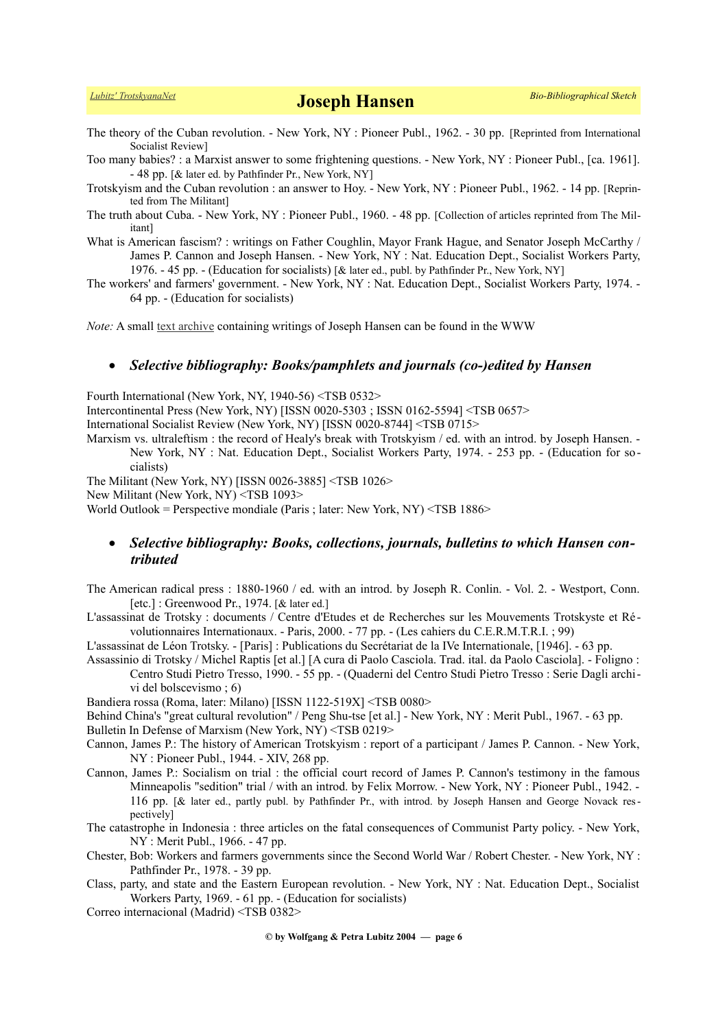The theory of the Cuban revolution. - New York, NY : Pioneer Publ., 1962. - 30 pp. [Reprinted from International Socialist Review]

Too many babies? : a Marxist answer to some frightening questions. - New York, NY : Pioneer Publ., [ca. 1961]. - 48 pp. [& later ed. by Pathfinder Pr., New York, NY]

Trotskyism and the Cuban revolution : an answer to Hoy. - New York, NY : Pioneer Publ., 1962. - 14 pp. [Reprinted from The Militant]

The truth about Cuba. - New York, NY : Pioneer Publ., 1960. - 48 pp. [Collection of articles reprinted from The Militant]

What is American fascism? : writings on Father Coughlin, Mayor Frank Hague, and Senator Joseph McCarthy / James P. Cannon and Joseph Hansen. - New York, NY : Nat. Education Dept., Socialist Workers Party, 1976. - 45 pp. - (Education for socialists) [& later ed., publ. by Pathfinder Pr., New York, NY]

The workers' and farmers' government. - New York, NY : Nat. Education Dept., Socialist Workers Party, 1974. - 64 pp. - (Education for socialists)

*Note:* A small text archive containing writings of Joseph Hansen can be found in the WWW

- ***Selective bibliography: Books/pamphlets and journals (co-)edited by Hansen***

Fourth International (New York, NY, 1940-56) <TSB 0532>

Intercontinental Press (New York, NY) [ISSN 0020-5303 ; ISSN 0162-5594] <TSB 0657>

International Socialist Review (New York, NY) [ISSN 0020-8744] <TSB 0715>

Marxism vs. ultraleftism : the record of Healy's break with Trotskyism / ed. with an introd. by Joseph Hansen. - New York, NY : Nat. Education Dept., Socialist Workers Party, 1974. - 253 pp. - (Education for socialists)

The Militant (New York, NY) [ISSN 0026-3885] <TSB 1026>

New Militant (New York, NY) <TSB 1093>

World Outlook = Perspective mondiale (Paris ; later: New York, NY) <TSB 1886>

- ***Selective bibliography: Books, collections, journals, bulletins to which Hansen contributed***

The American radical press : 1880-1960 / ed. with an introd. by Joseph R. Conlin. - Vol. 2. - Westport, Conn. [etc.] : Greenwood Pr., 1974. [& later ed.]

L'assassinat de Trotsky : documents / Centre d'Etudes et de Recherches sur les Mouvements Trotskyste et Révolutionnaires Internationaux. - Paris, 2000. - 77 pp. - (Les cahiers du C.E.R.M.T.R.I. ; 99)

L'assassinat de Léon Trotsky. - [Paris] : Publications du Secrétariat de la IVe Internationale, [1946]. - 63 pp.

Assassinio di Trotsky / Michel Raptis [et al.] [A cura di Paolo Casciola. Trad. ital. da Paolo Casciola]. - Foligno : Centro Studi Pietro Tresso, 1990. - 55 pp. - (Quaderni del Centro Studi Pietro Tresso : Serie Dagli archivi del bolscevismo ; 6)

Bandiera rossa (Roma, later: Milano) [ISSN 1122-519X] <TSB 0080>

Behind China's "great cultural revolution" / Peng Shu-tse [et al.] - New York, NY : Merit Publ., 1967. - 63 pp.

Bulletin In Defense of Marxism (New York, NY) <TSB 0219>

Cannon, James P.: The history of American Trotskyism : report of a participant / James P. Cannon. - New York, NY : Pioneer Publ., 1944. - XIV, 268 pp.

Cannon, James P.: Socialism on trial : the official court record of James P. Cannon's testimony in the famous Minneapolis "sedition" trial / with an introd. by Felix Morrow. - New York, NY : Pioneer Publ., 1942. - 116 pp. [& later ed., partly publ. by Pathfinder Pr., with introd. by Joseph Hansen and George Novack respectively]

The catastrophe in Indonesia : three articles on the fatal consequences of Communist Party policy. - New York, NY : Merit Publ., 1966. - 47 pp.

Chester, Bob: Workers and farmers governments since the Second World War / Robert Chester. - New York, NY : Pathfinder Pr., 1978. - 39 pp.

Class, party, and state and the Eastern European revolution. - New York, NY : Nat. Education Dept., Socialist Workers Party, 1969. - 61 pp. - (Education for socialists)

Correo internacional (Madrid) <TSB 0382>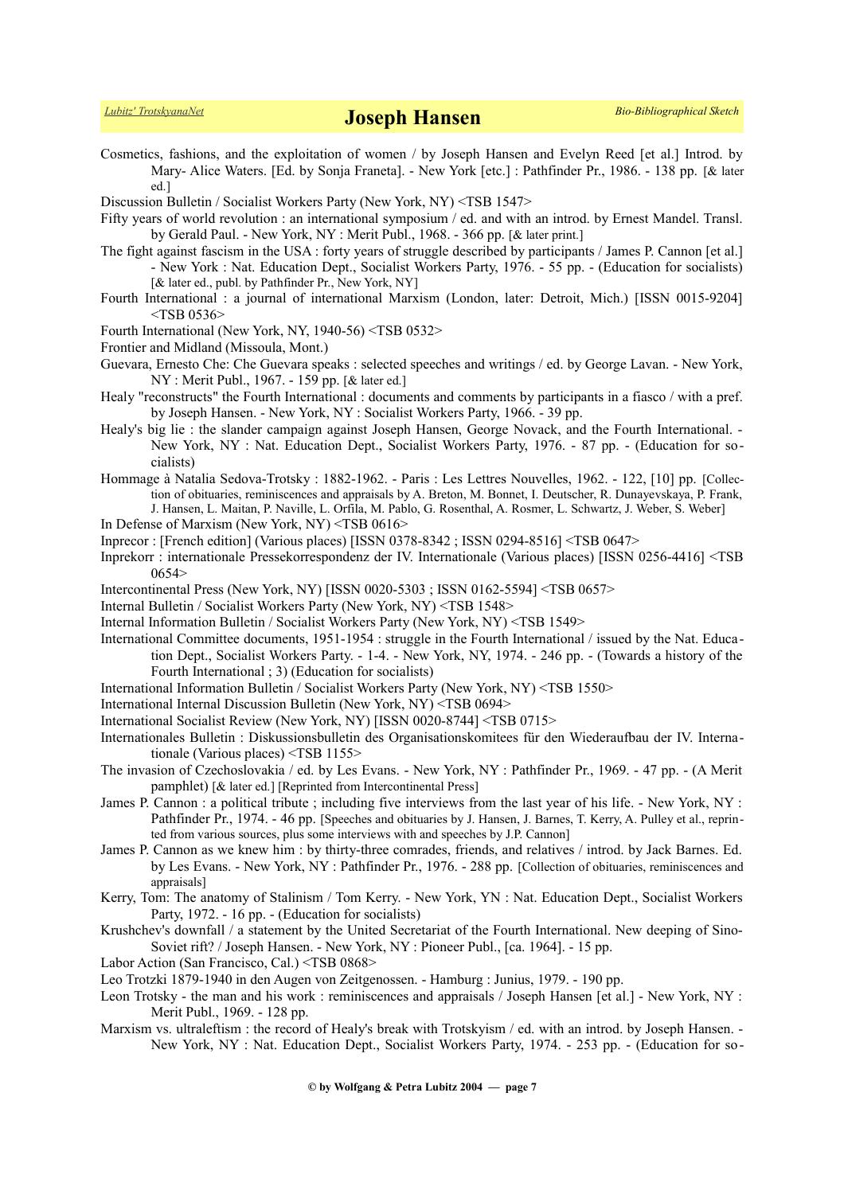Cosmetics, fashions, and the exploitation of women / by Joseph Hansen and Evelyn Reed [et al.] Introd. by Mary- Alice Waters. [Ed. by Sonja Franeta]. - New York [etc.] : Pathfinder Pr., 1986. - 138 pp. [& later ed.]

Discussion Bulletin / Socialist Workers Party (New York, NY) <TSB 1547>

Fifty years of world revolution : an international symposium / ed. and with an introd. by Ernest Mandel. Transl. by Gerald Paul. - New York, NY : Merit Publ., 1968. - 366 pp. [& later print.]

The fight against fascism in the USA : forty years of struggle described by participants / James P. Cannon [et al.] - New York : Nat. Education Dept., Socialist Workers Party, 1976. - 55 pp. - (Education for socialists) [& later ed., publ. by Pathfinder Pr., New York, NY]

Fourth International : a journal of international Marxism (London, later: Detroit, Mich.) [ISSN 0015-9204] <TSB 0536>

Fourth International (New York, NY, 1940-56) <TSB 0532>

Frontier and Midland (Missoula, Mont.)

Guevara, Ernesto Che: Che Guevara speaks : selected speeches and writings / ed. by George Lavan. - New York, NY : Merit Publ., 1967. - 159 pp. [& later ed.]

Healy "reconstructs" the Fourth International : documents and comments by participants in a fiasco / with a pref. by Joseph Hansen. - New York, NY : Socialist Workers Party, 1966. - 39 pp.

Healy's big lie : the slander campaign against Joseph Hansen, George Novack, and the Fourth International. - New York, NY : Nat. Education Dept., Socialist Workers Party, 1976. - 87 pp. - (Education for socialists)

Hommage à Natalia Sedova-Trotsky : 1882-1962. - Paris : Les Lettres Nouvelles, 1962. - 122, [10] pp. [Collection of obituaries, reminiscences and appraisals by A. Breton, M. Bonnet, I. Deutscher, R. Dunayevskaya, P. Frank, J. Hansen, L. Maitan, P. Naville, L. Orfila, M. Pablo, G. Rosenthal, A. Rosmer, L. Schwartz, J. Weber, S. Weber]

In Defense of Marxism (New York, NY) <TSB 0616>

Inprecor : [French edition] (Various places) [ISSN 0378-8342 ; ISSN 0294-8516] <TSB 0647>

Inprekorr : internationale Pressekorrespondenz der IV. Internationale (Various places) [ISSN 0256-4416] <TSB 0654>

Intercontinental Press (New York, NY) [ISSN 0020-5303 ; ISSN 0162-5594] <TSB 0657>

Internal Bulletin / Socialist Workers Party (New York, NY) <TSB 1548>

Internal Information Bulletin / Socialist Workers Party (New York, NY) <TSB 1549>

International Committee documents, 1951-1954 : struggle in the Fourth International / issued by the Nat. Education Dept., Socialist Workers Party. - 1-4. - New York, NY, 1974. - 246 pp. - (Towards a history of the Fourth International ; 3) (Education for socialists)

International Information Bulletin / Socialist Workers Party (New York, NY) <TSB 1550>

International Internal Discussion Bulletin (New York, NY) <TSB 0694>

International Socialist Review (New York, NY) [ISSN 0020-8744] <TSB 0715>

Internationales Bulletin : Diskussionsbulletin des Organisationskomitees für den Wiederaufbau der IV. Internationale (Various places) <TSB 1155>

The invasion of Czechoslovakia / ed. by Les Evans. - New York, NY : Pathfinder Pr., 1969. - 47 pp. - (A Merit pamphlet) [& later ed.] [Reprinted from Intercontinental Press]

James P. Cannon : a political tribute ; including five interviews from the last year of his life. - New York, NY : Pathfinder Pr., 1974. - 46 pp. [Speeches and obituaries by J. Hansen, J. Barnes, T. Kerry, A. Pulley et al., reprinted from various sources, plus some interviews with and speeches by J.P. Cannon]

James P. Cannon as we knew him : by thirty-three comrades, friends, and relatives / introd. by Jack Barnes. Ed. by Les Evans. - New York, NY : Pathfinder Pr., 1976. - 288 pp. [Collection of obituaries, reminiscences and appraisals]

Kerry, Tom: The anatomy of Stalinism / Tom Kerry. - New York, YN : Nat. Education Dept., Socialist Workers Party, 1972. - 16 pp. - (Education for socialists)

Krushchev's downfall / a statement by the United Secretariat of the Fourth International. New deeping of Sino-Soviet rift? / Joseph Hansen. - New York, NY : Pioneer Publ., [ca. 1964]. - 15 pp.

Labor Action (San Francisco, Cal.) <TSB 0868>

Leo Trotzki 1879-1940 in den Augen von Zeitgenossen. - Hamburg : Junius, 1979. - 190 pp.

Leon Trotsky - the man and his work : reminiscences and appraisals / Joseph Hansen [et al.] - New York, NY : Merit Publ., 1969. - 128 pp.

Marxism vs. ultraleftism : the record of Healy's break with Trotskyism / ed. with an introd. by Joseph Hansen. - New York, NY : Nat. Education Dept., Socialist Workers Party, 1974. - 253 pp. - (Education for so-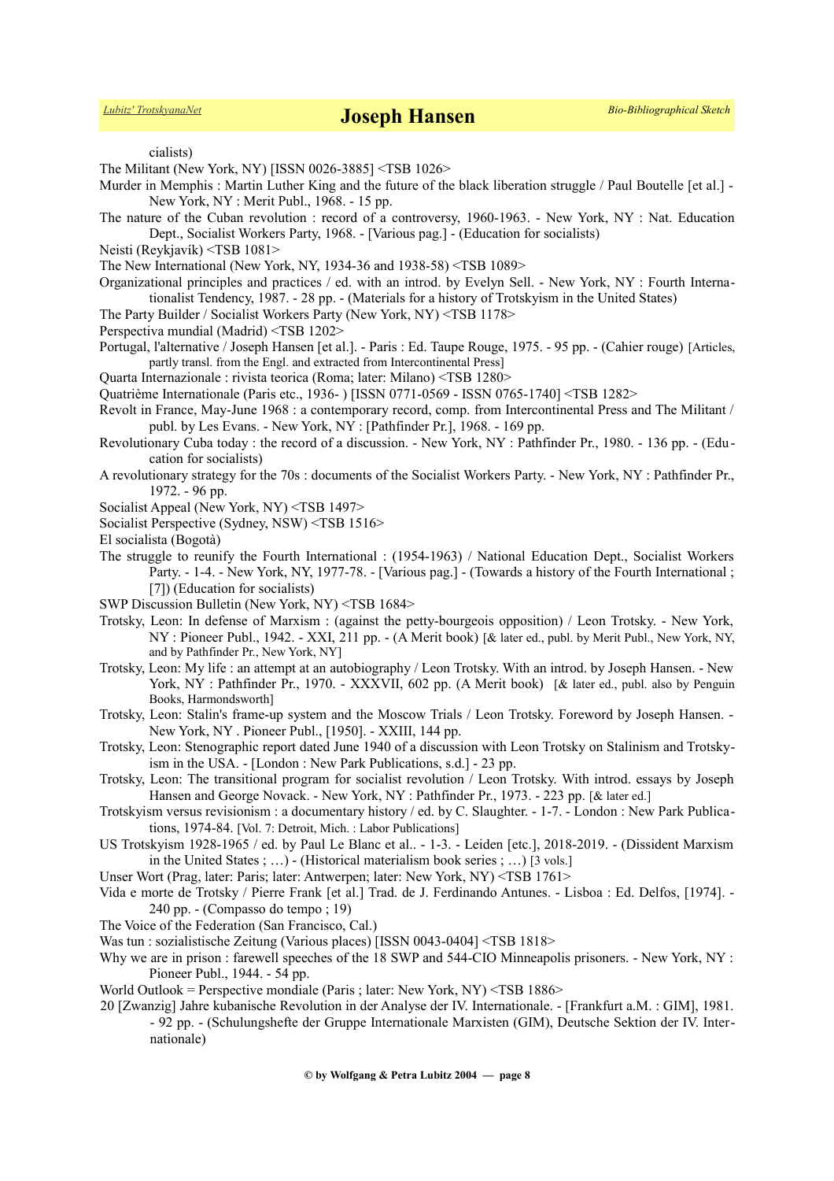cialists)

The Militant (New York, NY) [ISSN 0026-3885] <TSB 1026>

Murder in Memphis : Martin Luther King and the future of the black liberation struggle / Paul Boutelle [et al.] - New York, NY : Merit Publ., 1968. - 15 pp.

The nature of the Cuban revolution : record of a controversy, 1960-1963. - New York, NY : Nat. Education Dept., Socialist Workers Party, 1968. - [Various pag.] - (Education for socialists)

Neisti (Reykjavík) <TSB 1081>

The New International (New York, NY, 1934-36 and 1938-58) <TSB 1089>

Organizational principles and practices / ed. with an introd. by Evelyn Sell. - New York, NY : Fourth Internationalist Tendency, 1987. - 28 pp. - (Materials for a history of Trotskyism in the United States)

The Party Builder / Socialist Workers Party (New York, NY) <TSB 1178>

Perspectiva mundial (Madrid) <TSB 1202>

Portugal, l'alternative / Joseph Hansen [et al.]. - Paris : Ed. Taupe Rouge, 1975. - 95 pp. - (Cahier rouge) [Articles, partly transl. from the Engl. and extracted from Intercontinental Press]

Quarta Internazionale : rivista teorica (Roma; later: Milano) <TSB 1280>

Quatrième Internationale (Paris etc., 1936- ) [ISSN 0771-0569 - ISSN 0765-1740] <TSB 1282>

Revolt in France, May-June 1968 : a contemporary record, comp. from Intercontinental Press and The Militant / publ. by Les Evans. - New York, NY : [Pathfinder Pr.], 1968. - 169 pp.

Revolutionary Cuba today : the record of a discussion. - New York, NY : Pathfinder Pr., 1980. - 136 pp. - (Education for socialists)

A revolutionary strategy for the 70s : documents of the Socialist Workers Party. - New York, NY : Pathfinder Pr., 1972. - 96 pp.

Socialist Appeal (New York, NY) <TSB 1497>

Socialist Perspective (Sydney, NSW) <TSB 1516>

El socialista (Bogotà)

The struggle to reunify the Fourth International : (1954-1963) / National Education Dept., Socialist Workers Party. - 1-4. - New York, NY, 1977-78. - [Various pag.] - (Towards a history of the Fourth International ; [7]) (Education for socialists)

SWP Discussion Bulletin (New York, NY) <TSB 1684>

Trotsky, Leon: In defense of Marxism : (against the petty-bourgeois opposition) / Leon Trotsky. - New York, NY : Pioneer Publ., 1942. - XXI, 211 pp. - (A Merit book) [& later ed., publ. by Merit Publ., New York, NY, and by Pathfinder Pr., New York, NY]

Trotsky, Leon: My life : an attempt at an autobiography / Leon Trotsky. With an introd. by Joseph Hansen. - New York, NY : Pathfinder Pr., 1970. - XXXVII, 602 pp. (A Merit book) [& later ed., publ. also by Penguin Books, Harmondsworth]

Trotsky, Leon: Stalin's frame-up system and the Moscow Trials / Leon Trotsky. Foreword by Joseph Hansen. - New York, NY . Pioneer Publ., [1950]. - XXIII, 144 pp.

Trotsky, Leon: Stenographic report dated June 1940 of a discussion with Leon Trotsky on Stalinism and Trotskyism in the USA. - [London : New Park Publications, s.d.] - 23 pp.

Trotsky, Leon: The transitional program for socialist revolution / Leon Trotsky. With introd. essays by Joseph Hansen and George Novack. - New York, NY : Pathfinder Pr., 1973. - 223 pp. [& later ed.]

Trotskyism versus revisionism : a documentary history / ed. by C. Slaughter. - 1-7. - London : New Park Publications, 1974-84. [Vol. 7: Detroit, Mich. : Labor Publications]

US Trotskyism 1928-1965 / ed. by Paul Le Blanc et al.. - 1-3. - Leiden [etc.], 2018-2019. - (Dissident Marxism in the United States ; …) - (Historical materialism book series ; …) [3 vols.]

Unser Wort (Prag, later: Paris; later: Antwerpen; later: New York, NY) <TSB 1761>

Vida e morte de Trotsky / Pierre Frank [et al.] Trad. de J. Ferdinando Antunes. - Lisboa : Ed. Delfos, [1974]. - 240 pp. - (Compasso do tempo ; 19)

The Voice of the Federation (San Francisco, Cal.)

Was tun : sozialistische Zeitung (Various places) [ISSN 0043-0404] <TSB 1818>

Why we are in prison : farewell speeches of the 18 SWP and 544-CIO Minneapolis prisoners. - New York, NY : Pioneer Publ., 1944. - 54 pp.

World Outlook = Perspective mondiale (Paris ; later: New York, NY) <TSB 1886>

20 [Zwanzig] Jahre kubanische Revolution in der Analyse der IV. Internationale. - [Frankfurt a.M. : GIM], 1981. - 92 pp. - (Schulungshefte der Gruppe Internationale Marxisten (GIM), Deutsche Sektion der IV. Internationale)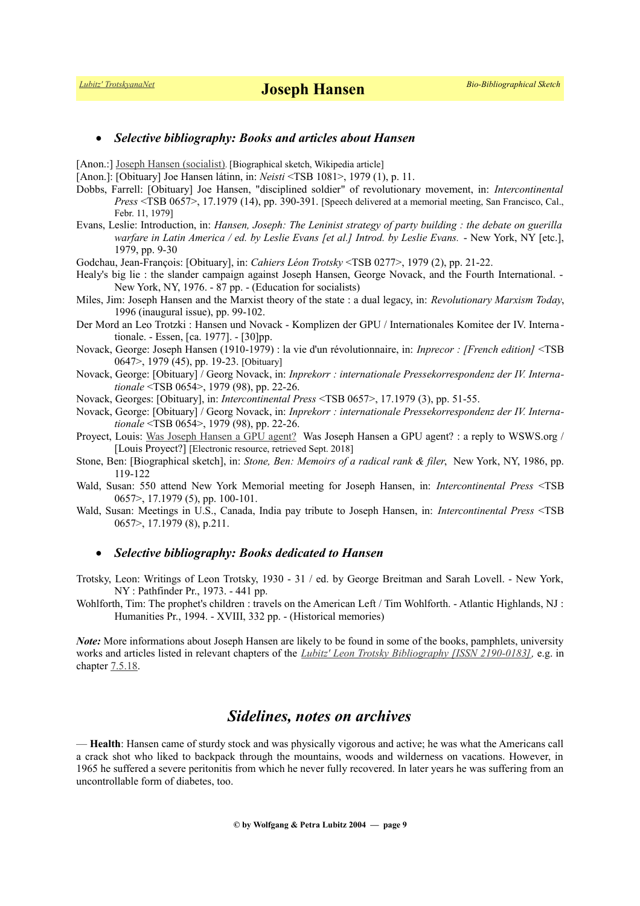- ***Selective bibliography: Books and articles about Hansen***

[Anon.:] Joseph Hansen (socialist). [Biographical sketch, Wikipedia article]

[Anon.]: [Obituary] Joe Hansen látinn, in: *Neisti* <TSB 1081>, 1979 (1), p. 11.

Dobbs, Farrell: [Obituary] Joe Hansen, "disciplined soldier" of revolutionary movement, in: *Intercontinental Press* <TSB 0657>, 17.1979 (14), pp. 390-391. [Speech delivered at a memorial meeting, San Francisco, Cal., Febr. 11, 1979]

Evans, Leslie: Introduction, in: *Hansen, Joseph: The Leninist strategy of party building : the debate on guerilla warfare in Latin America / ed. by Leslie Evans [et al.] Introd. by Leslie Evans.* - New York, NY [etc.], 1979, pp. 9-30

Godchau, Jean-François: [Obituary], in: *Cahiers Léon Trotsky* <TSB 0277>, 1979 (2), pp. 21-22.

Healy's big lie : the slander campaign against Joseph Hansen, George Novack, and the Fourth International. - New York, NY, 1976. - 87 pp. - (Education for socialists)

Miles, Jim: Joseph Hansen and the Marxist theory of the state : a dual legacy, in: *Revolutionary Marxism Today*, 1996 (inaugural issue), pp. 99-102.

Der Mord an Leo Trotzki : Hansen und Novack - Komplizen der GPU / Internationales Komitee der IV. Internationale. - Essen, [ca. 1977]. - [30]pp.

Novack, George: Joseph Hansen (1910-1979) : la vie d'un révolutionnaire, in: *Inprecor : [French edition]* <TSB 0647>, 1979 (45), pp. 19-23. [Obituary]

Novack, George: [Obituary] / Georg Novack, in: *Inprekorr : internationale Pressekorrespondenz der IV. Internationale* <TSB 0654>, 1979 (98), pp. 22-26.

Novack, Georges: [Obituary], in: *Intercontinental Press* <TSB 0657>, 17.1979 (3), pp. 51-55.

Novack, George: [Obituary] / Georg Novack, in: *Inprekorr : internationale Pressekorrespondenz der IV. Internationale* <TSB 0654>, 1979 (98), pp. 22-26.

Proyect, Louis: Was Joseph Hansen a GPU agent? Was Joseph Hansen a GPU agent? : a reply to WSWS.org / [Louis Proyect?] [Electronic resource, retrieved Sept. 2018]

Stone, Ben: [Biographical sketch], in: *Stone, Ben: Memoirs of a radical rank & filer*, New York, NY, 1986, pp. 119-122

Wald, Susan: 550 attend New York Memorial meeting for Joseph Hansen, in: *Intercontinental Press* <TSB 0657>, 17.1979 (5), pp. 100-101.

Wald, Susan: Meetings in U.S., Canada, India pay tribute to Joseph Hansen, in: *Intercontinental Press* <TSB 0657>, 17.1979 (8), p.211.

- ***Selective bibliography: Books dedicated to Hansen***

Trotsky, Leon: Writings of Leon Trotsky, 1930 - 31 / ed. by George Breitman and Sarah Lovell. - New York, NY : Pathfinder Pr., 1973. - 441 pp.

Wohlforth, Tim: The prophet's children : travels on the American Left / Tim Wohlforth. - Atlantic Highlands, NJ : Humanities Pr., 1994. - XVIII, 332 pp. - (Historical memories)

***Note:*** More informations about Joseph Hansen are likely to be found in some of the books, pamphlets, university works and articles listed in relevant chapters of the *Lubitz' Leon Trotsky Bibliography [ISSN 2190-0183]*, e.g. in chapter 7.5.18.

## *Sidelines, notes on archives*

— **Health**: Hansen came of sturdy stock and was physically vigorous and active; he was what the Americans call a crack shot who liked to backpack through the mountains, woods and wilderness on vacations. However, in 1965 he suffered a severe peritonitis from which he never fully recovered. In later years he was suffering from an uncontrollable form of diabetes, too.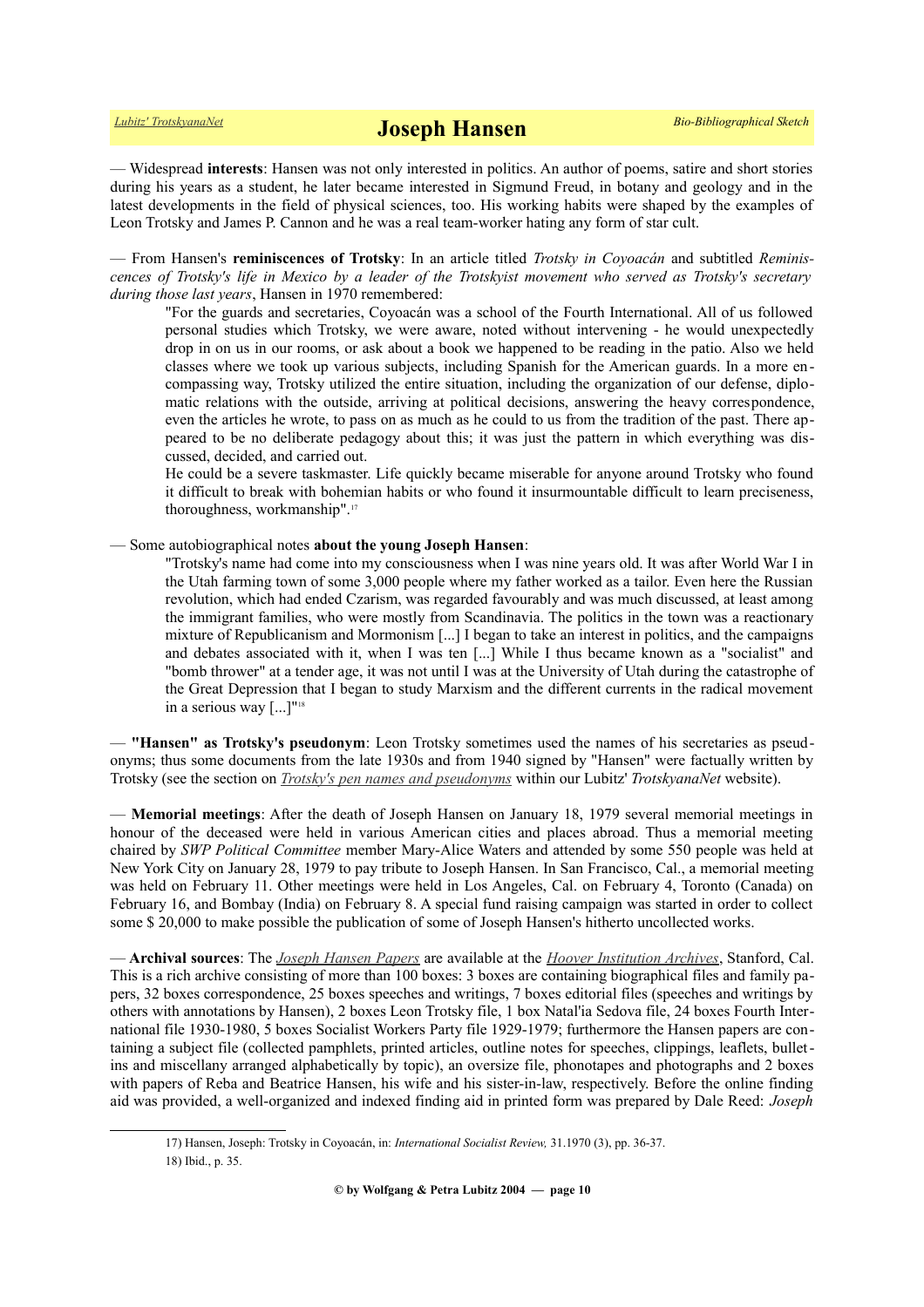— Widespread **interests**: Hansen was not only interested in politics. An author of poems, satire and short stories during his years as a student, he later became interested in Sigmund Freud, in botany and geology and in the latest developments in the field of physical sciences, too. His working habits were shaped by the examples of Leon Trotsky and James P. Cannon and he was a real team-worker hating any form of star cult.

— From Hansen's **reminiscences of Trotsky**: In an article titled *Trotsky in Coyoacán* and subtitled *Reminiscences of Trotsky's life in Mexico by a leader of the Trotskyist movement who served as Trotsky's secretary during those last years*, Hansen in 1970 remembered:

> "For the guards and secretaries, Coyoacán was a school of the Fourth International. All of us followed personal studies which Trotsky, we were aware, noted without intervening - he would unexpectedly drop in on us in our rooms, or ask about a book we happened to be reading in the patio. Also we held classes where we took up various subjects, including Spanish for the American guards. In a more encompassing way, Trotsky utilized the entire situation, including the organization of our defense, diplomatic relations with the outside, arriving at political decisions, answering the heavy correspondence, even the articles he wrote, to pass on as much as he could to us from the tradition of the past. There appeared to be no deliberate pedagogy about this; it was just the pattern in which everything was discussed, decided, and carried out.
>
> He could be a severe taskmaster. Life quickly became miserable for anyone around Trotsky who found it difficult to break with bohemian habits or who found it insurmountable difficult to learn preciseness, thoroughness, workmanship".[17]

— Some autobiographical notes **about the young Joseph Hansen**:

> "Trotsky's name had come into my consciousness when I was nine years old. It was after World War I in the Utah farming town of some 3,000 people where my father worked as a tailor. Even here the Russian revolution, which had ended Czarism, was regarded favourably and was much discussed, at least among the immigrant families, who were mostly from Scandinavia. The politics in the town was a reactionary mixture of Republicanism and Mormonism [...] I began to take an interest in politics, and the campaigns and debates associated with it, when I was ten [...] While I thus became known as a "socialist" and "bomb thrower" at a tender age, it was not until I was at the University of Utah during the catastrophe of the Great Depression that I began to study Marxism and the different currents in the radical movement in a serious way [...]"[18]

— **"Hansen" as Trotsky's pseudonym**: Leon Trotsky sometimes used the names of his secretaries as pseudonyms; thus some documents from the late 1930s and from 1940 signed by "Hansen" were factually written by Trotsky (see the section on *Trotsky's pen names and pseudonyms* within our Lubitz' *TrotskyanaNet* website).

— **Memorial meetings**: After the death of Joseph Hansen on January 18, 1979 several memorial meetings in honour of the deceased were held in various American cities and places abroad. Thus a memorial meeting chaired by *SWP Political Committee* member Mary-Alice Waters and attended by some 550 people was held at New York City on January 28, 1979 to pay tribute to Joseph Hansen. In San Francisco, Cal., a memorial meeting was held on February 11. Other meetings were held in Los Angeles, Cal. on February 4, Toronto (Canada) on February 16, and Bombay (India) on February 8. A special fund raising campaign was started in order to collect some $ 20,000 to make possible the publication of some of Joseph Hansen's hitherto uncollected works.

— **Archival sources**: The *Joseph Hansen Papers* are available at the *Hoover Institution Archives*, Stanford, Cal. This is a rich archive consisting of more than 100 boxes: 3 boxes are containing biographical files and family papers, 32 boxes correspondence, 25 boxes speeches and writings, 7 boxes editorial files (speeches and writings by others with annotations by Hansen), 2 boxes Leon Trotsky file, 1 box Natal'ia Sedova file, 24 boxes Fourth International file 1930-1980, 5 boxes Socialist Workers Party file 1929-1979; furthermore the Hansen papers are containing a subject file (collected pamphlets, printed articles, outline notes for speeches, clippings, leaflets, bulletins and miscellany arranged alphabetically by topic), an oversize file, phonotapes and photographs and 2 boxes with papers of Reba and Beatrice Hansen, his wife and his sister-in-law, respectively. Before the online finding aid was provided, a well-organized and indexed finding aid in printed form was prepared by Dale Reed: *Joseph*

17) Hansen, Joseph: Trotsky in Coyoacán, in: *International Socialist Review,* 31.1970 (3), pp. 36-37.

18) Ibid., p. 35.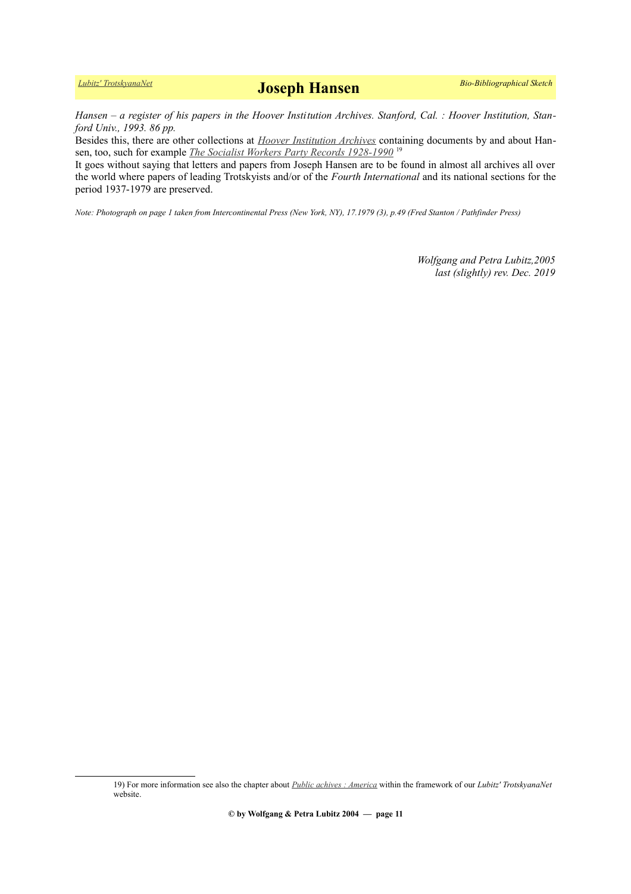*Hansen – a register of his papers in the Hoover Institution Archives. Stanford, Cal. : Hoover Institution, Stanford Univ., 1993. 86 pp.*

Besides this, there are other collections at *Hoover Institution Archives* containing documents by and about Hansen, too, such for example *The Socialist Workers Party Records 1928-1990* [19]

It goes without saying that letters and papers from Joseph Hansen are to be found in almost all archives all over the world where papers of leading Trotskyists and/or of the *Fourth International* and its national sections for the period 1937-1979 are preserved.

*Note: Photograph on page 1 taken from Intercontinental Press (New York, NY), 17.1979 (3), p.49 (Fred Stanton / Pathfinder Press)*

*Wolfgang and Petra Lubitz,2005*
*last (slightly) rev. Dec. 2019*

---

19) For more information see also the chapter about *Public achives : America* within the framework of our *Lubitz' TrotskyanaNet* website.